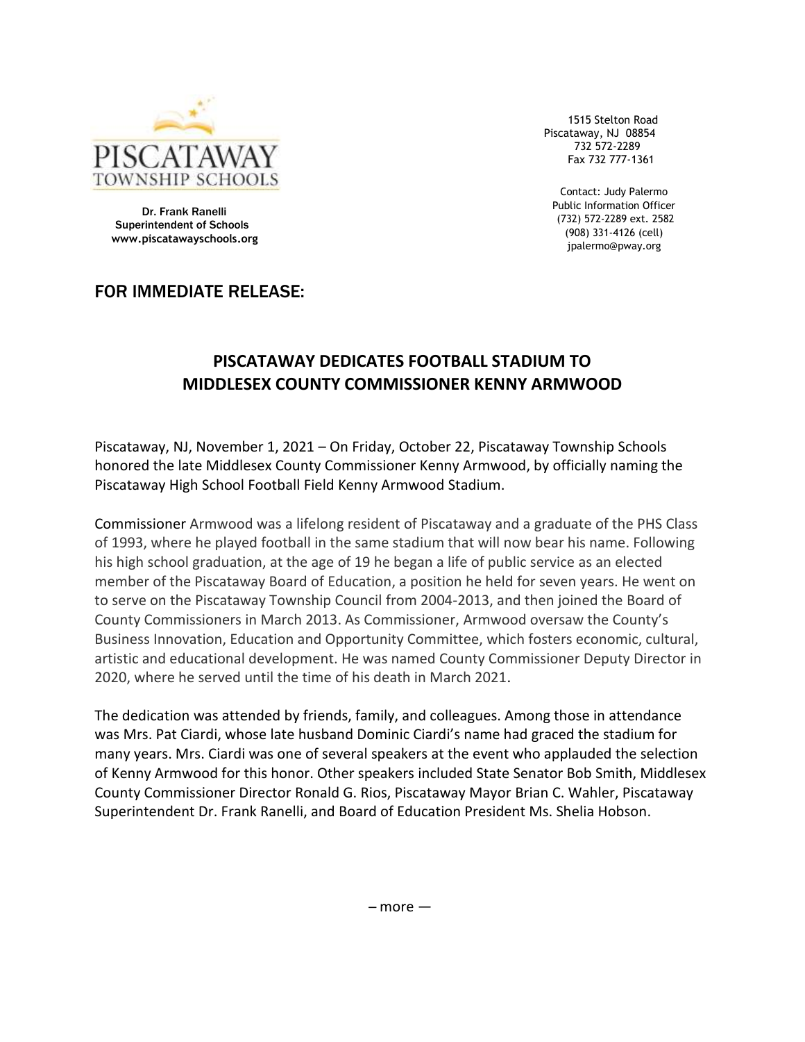PISCATAWAY
TOWNSHIP SCHOOLS

**Dr. Frank Ranelli**
**Superintendent of Schools**
**www.piscatawayschools.org**

1515 Stelton Road
Piscataway, NJ 08854
732 572-2289
Fax 732 777-1361

Contact: Judy Palermo
Public Information Officer
(732) 572-2289 ext. 2582
(908) 331-4126 (cell)
jpalermo@pway.org

## FOR IMMEDIATE RELEASE:

# PISCATAWAY DEDICATES FOOTBALL STADIUM TO MIDDLESEX COUNTY COMMISSIONER KENNY ARMWOOD

Piscataway, NJ, November 1, 2021 – On Friday, October 22, Piscataway Township Schools honored the late Middlesex County Commissioner Kenny Armwood, by officially naming the Piscataway High School Football Field Kenny Armwood Stadium.

Commissioner Armwood was a lifelong resident of Piscataway and a graduate of the PHS Class of 1993, where he played football in the same stadium that will now bear his name. Following his high school graduation, at the age of 19 he began a life of public service as an elected member of the Piscataway Board of Education, a position he held for seven years. He went on to serve on the Piscataway Township Council from 2004-2013, and then joined the Board of County Commissioners in March 2013. As Commissioner, Armwood oversaw the County's Business Innovation, Education and Opportunity Committee, which fosters economic, cultural, artistic and educational development. He was named County Commissioner Deputy Director in 2020, where he served until the time of his death in March 2021.

The dedication was attended by friends, family, and colleagues. Among those in attendance was Mrs. Pat Ciardi, whose late husband Dominic Ciardi's name had graced the stadium for many years. Mrs. Ciardi was one of several speakers at the event who applauded the selection of Kenny Armwood for this honor. Other speakers included State Senator Bob Smith, Middlesex County Commissioner Director Ronald G. Rios, Piscataway Mayor Brian C. Wahler, Piscataway Superintendent Dr. Frank Ranelli, and Board of Education President Ms. Shelia Hobson.

– more —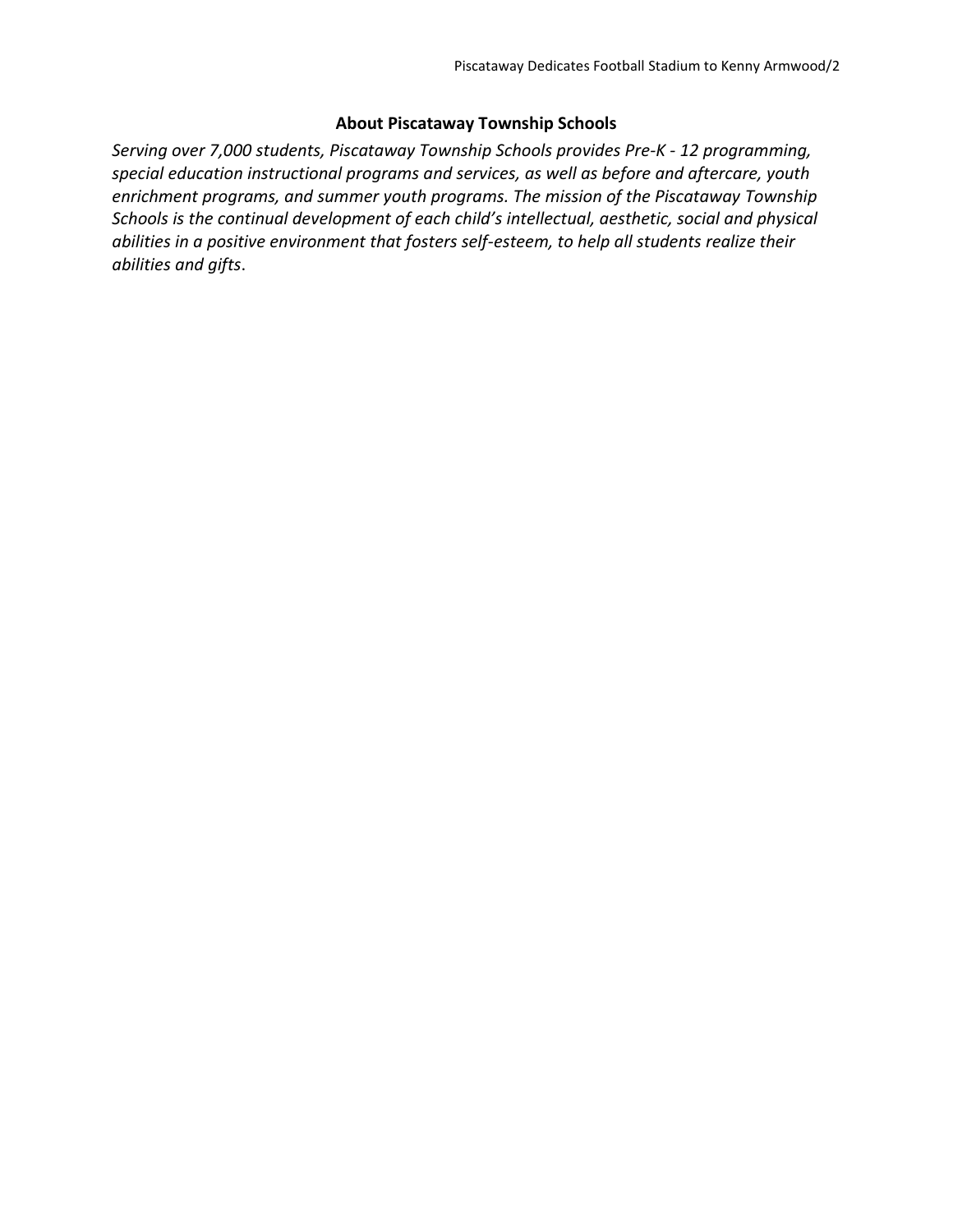**About Piscataway Township Schools**

*Serving over 7,000 students, Piscataway Township Schools provides Pre-K - 12 programming, special education instructional programs and services, as well as before and aftercare, youth enrichment programs, and summer youth programs. The mission of the Piscataway Township Schools is the continual development of each child's intellectual, aesthetic, social and physical abilities in a positive environment that fosters self-esteem, to help all students realize their abilities and gifts*.